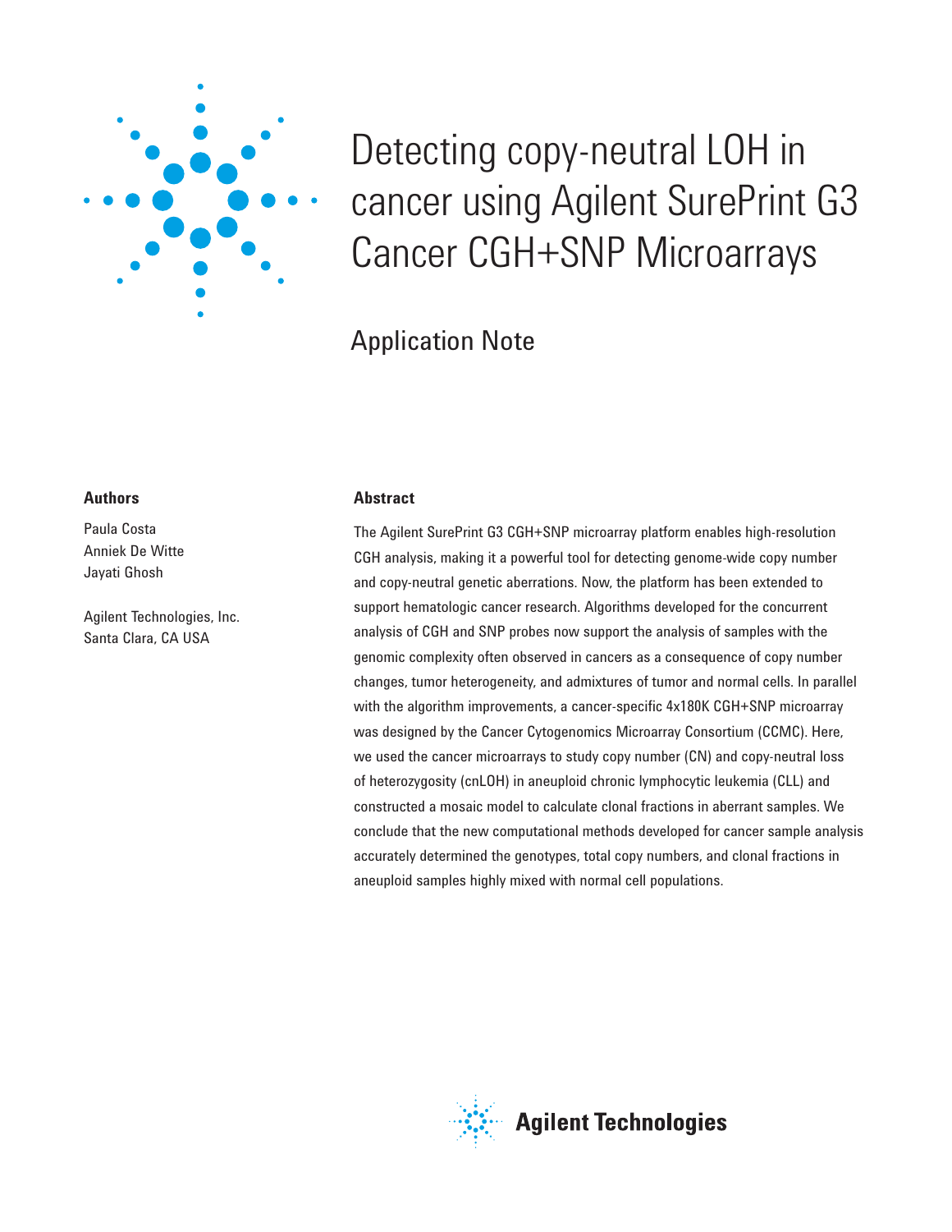# Detecting copy-neutral LOH in cancer using Agilent SurePrint G3 Cancer CGH+SNP Microarrays

## Application Note

### Authors

Paula Costa
Anniek De Witte
Jayati Ghosh

Agilent Technologies, Inc.
Santa Clara, CA USA

### Abstract

The Agilent SurePrint G3 CGH+SNP microarray platform enables high-resolution CGH analysis, making it a powerful tool for detecting genome-wide copy number and copy-neutral genetic aberrations. Now, the platform has been extended to support hematologic cancer research. Algorithms developed for the concurrent analysis of CGH and SNP probes now support the analysis of samples with the genomic complexity often observed in cancers as a consequence of copy number changes, tumor heterogeneity, and admixtures of tumor and normal cells. In parallel with the algorithm improvements, a cancer-specific 4x180K CGH+SNP microarray was designed by the Cancer Cytogenomics Microarray Consortium (CCMC). Here, we used the cancer microarrays to study copy number (CN) and copy-neutral loss of heterozygosity (cnLOH) in aneuploid chronic lymphocytic leukemia (CLL) and constructed a mosaic model to calculate clonal fractions in aberrant samples. We conclude that the new computational methods developed for cancer sample analysis accurately determined the genotypes, total copy numbers, and clonal fractions in aneuploid samples highly mixed with normal cell populations.

Agilent Technologies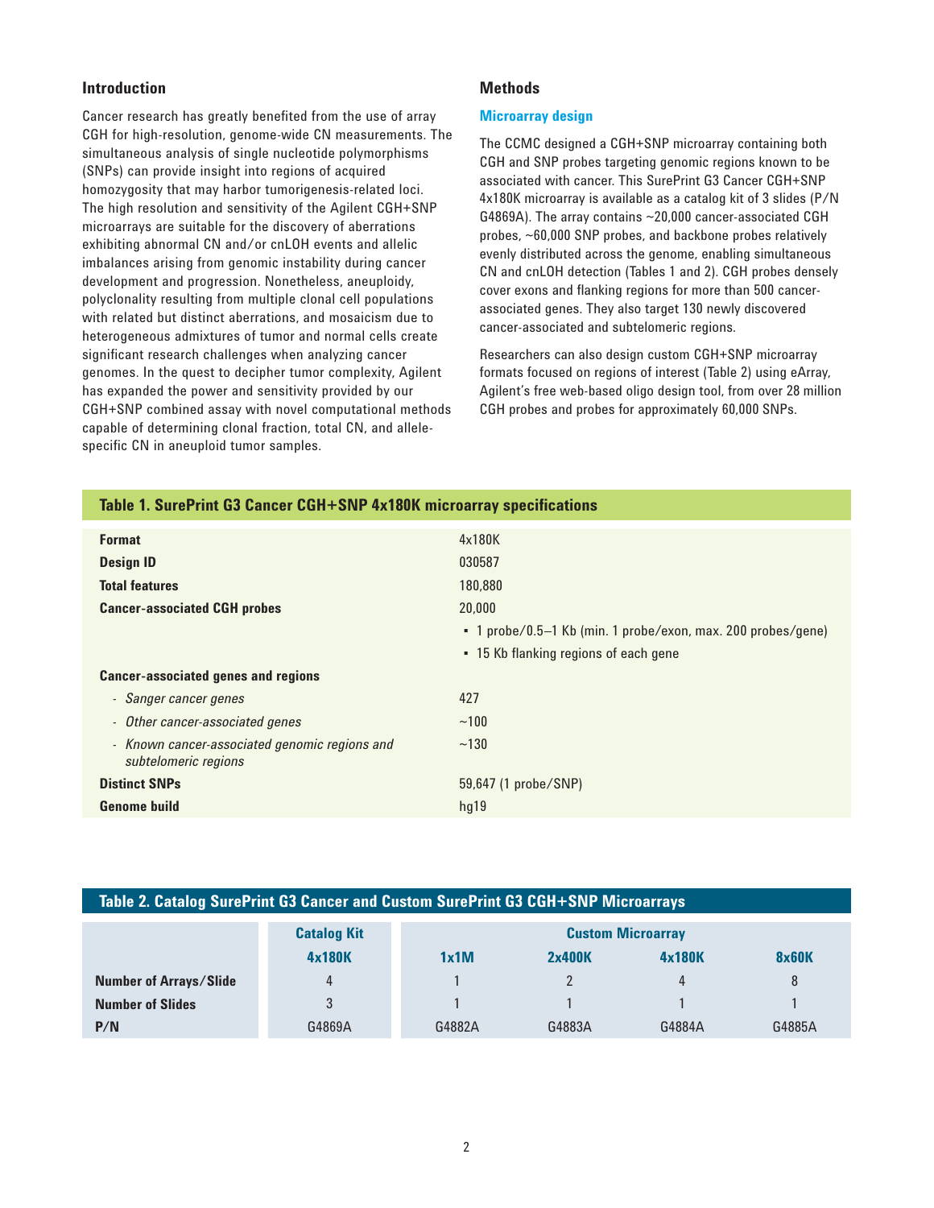## Introduction

Cancer research has greatly benefited from the use of array CGH for high-resolution, genome-wide CN measurements. The simultaneous analysis of single nucleotide polymorphisms (SNPs) can provide insight into regions of acquired homozygosity that may harbor tumorigenesis-related loci. The high resolution and sensitivity of the Agilent CGH+SNP microarrays are suitable for the discovery of aberrations exhibiting abnormal CN and/or cnLOH events and allelic imbalances arising from genomic instability during cancer development and progression. Nonetheless, aneuploidy, polyclonality resulting from multiple clonal cell populations with related but distinct aberrations, and mosaicism due to heterogeneous admixtures of tumor and normal cells create significant research challenges when analyzing cancer genomes. In the quest to decipher tumor complexity, Agilent has expanded the power and sensitivity provided by our CGH+SNP combined assay with novel computational methods capable of determining clonal fraction, total CN, and allele-specific CN in aneuploid tumor samples.

## Methods

### Microarray design

The CCMC designed a CGH+SNP microarray containing both CGH and SNP probes targeting genomic regions known to be associated with cancer. This SurePrint G3 Cancer CGH+SNP 4x180K microarray is available as a catalog kit of 3 slides (P/N G4869A). The array contains ~20,000 cancer-associated CGH probes, ~60,000 SNP probes, and backbone probes relatively evenly distributed across the genome, enabling simultaneous CN and cnLOH detection (Tables 1 and 2). CGH probes densely cover exons and flanking regions for more than 500 cancer-associated genes. They also target 130 newly discovered cancer-associated and subtelomeric regions.

Researchers can also design custom CGH+SNP microarray formats focused on regions of interest (Table 2) using eArray, Agilent's free web-based oligo design tool, from over 28 million CGH probes and probes for approximately 60,000 SNPs.

**Table 1. SurePrint G3 Cancer CGH+SNP 4x180K microarray specifications**

| | |
|---|---|
| **Format** | 4x180K |
| **Design ID** | 030587 |
| **Total features** | 180,880 |
| **Cancer-associated CGH probes** | 20,000 |
| | ▪ 1 probe/0.5–1 Kb (min. 1 probe/exon, max. 200 probes/gene) |
| | ▪ 15 Kb flanking regions of each gene |
| **Cancer-associated genes and regions** | |
| - *Sanger cancer genes* | 427 |
| - *Other cancer-associated genes* | ~100 |
| - *Known cancer-associated genomic regions and subtelomeric regions* | ~130 |
| **Distinct SNPs** | 59,647 (1 probe/SNP) |
| **Genome build** | hg19 |

**Table 2. Catalog SurePrint G3 Cancer and Custom SurePrint G3 CGH+SNP Microarrays**

| | Catalog Kit | Custom Microarray | | | |
|---|---|---|---|---|---|
| | 4x180K | 1x1M | 2x400K | 4x180K | 8x60K |
| **Number of Arrays/Slide** | 4 | 1 | 2 | 4 | 8 |
| **Number of Slides** | 3 | 1 | 1 | 1 | 1 |
| **P/N** | G4869A | G4882A | G4883A | G4884A | G4885A |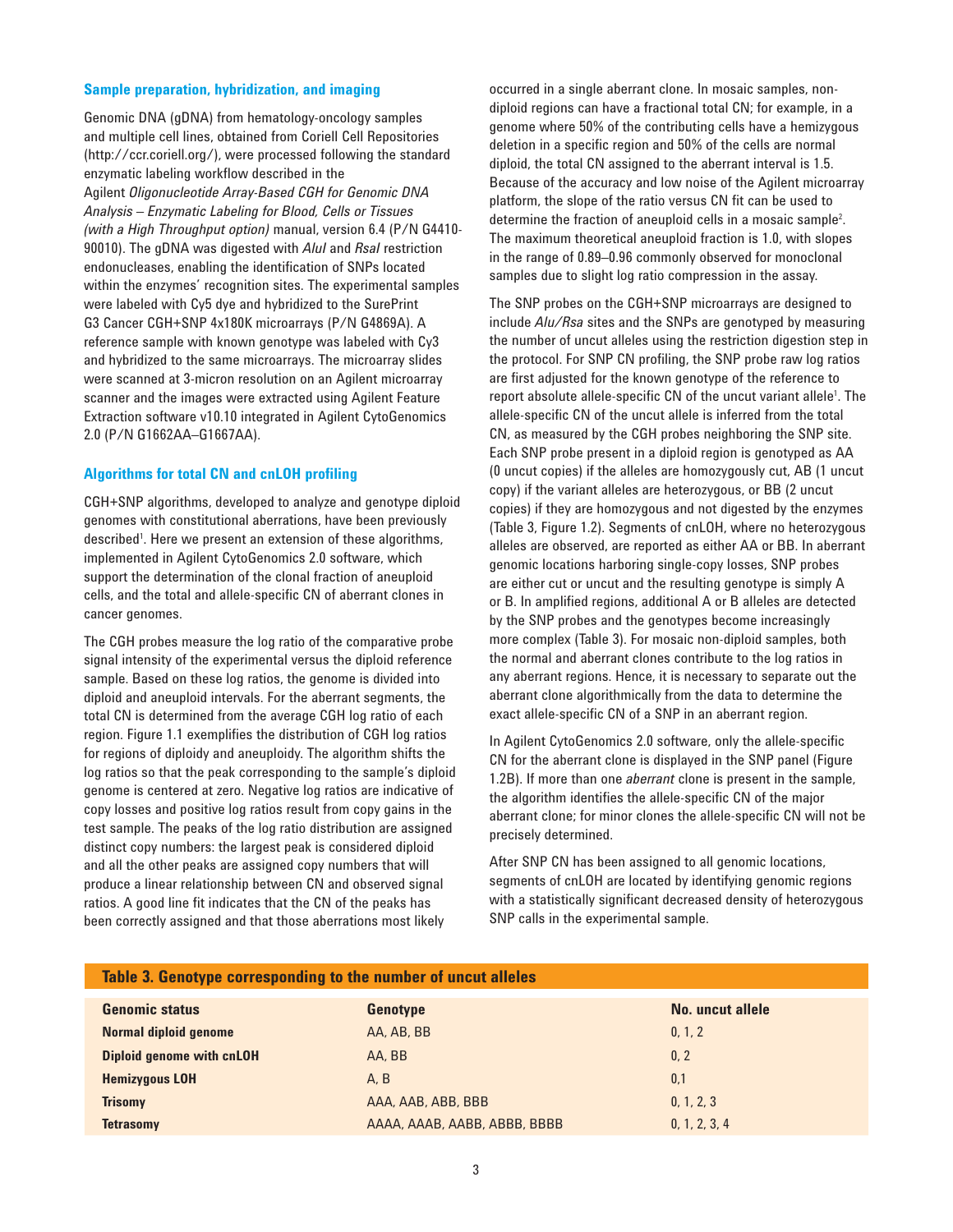### Sample preparation, hybridization, and imaging

Genomic DNA (gDNA) from hematology-oncology samples and multiple cell lines, obtained from Coriell Cell Repositories (http://ccr.coriell.org/), were processed following the standard enzymatic labeling workflow described in the Agilent *Oligonucleotide Array-Based CGH for Genomic DNA Analysis – Enzymatic Labeling for Blood, Cells or Tissues (with a High Throughput option)* manual, version 6.4 (P/N G4410-90010). The gDNA was digested with *AluI* and *RsaI* restriction endonucleases, enabling the identification of SNPs located within the enzymes' recognition sites. The experimental samples were labeled with Cy5 dye and hybridized to the SurePrint G3 Cancer CGH+SNP 4x180K microarrays (P/N G4869A). A reference sample with known genotype was labeled with Cy3 and hybridized to the same microarrays. The microarray slides were scanned at 3-micron resolution on an Agilent microarray scanner and the images were extracted using Agilent Feature Extraction software v10.10 integrated in Agilent CytoGenomics 2.0 (P/N G1662AA–G1667AA).

### Algorithms for total CN and cnLOH profiling

CGH+SNP algorithms, developed to analyze and genotype diploid genomes with constitutional aberrations, have been previously described[1]. Here we present an extension of these algorithms, implemented in Agilent CytoGenomics 2.0 software, which support the determination of the clonal fraction of aneuploid cells, and the total and allele-specific CN of aberrant clones in cancer genomes.

The CGH probes measure the log ratio of the comparative probe signal intensity of the experimental versus the diploid reference sample. Based on these log ratios, the genome is divided into diploid and aneuploid intervals. For the aberrant segments, the total CN is determined from the average CGH log ratio of each region. Figure 1.1 exemplifies the distribution of CGH log ratios for regions of diploidy and aneuploidy. The algorithm shifts the log ratios so that the peak corresponding to the sample's diploid genome is centered at zero. Negative log ratios are indicative of copy losses and positive log ratios result from copy gains in the test sample. The peaks of the log ratio distribution are assigned distinct copy numbers: the largest peak is considered diploid and all the other peaks are assigned copy numbers that will produce a linear relationship between CN and observed signal ratios. A good line fit indicates that the CN of the peaks has been correctly assigned and that those aberrations most likely occurred in a single aberrant clone. In mosaic samples, non-diploid regions can have a fractional total CN; for example, in a genome where 50% of the contributing cells have a hemizygous deletion in a specific region and 50% of the cells are normal diploid, the total CN assigned to the aberrant interval is 1.5. Because of the accuracy and low noise of the Agilent microarray platform, the slope of the ratio versus CN fit can be used to determine the fraction of aneuploid cells in a mosaic sample[2]. The maximum theoretical aneuploid fraction is 1.0, with slopes in the range of 0.89–0.96 commonly observed for monoclonal samples due to slight log ratio compression in the assay.

The SNP probes on the CGH+SNP microarrays are designed to include *Alu/Rsa* sites and the SNPs are genotyped by measuring the number of uncut alleles using the restriction digestion step in the protocol. For SNP CN profiling, the SNP probe raw log ratios are first adjusted for the known genotype of the reference to report absolute allele-specific CN of the uncut variant allele[1]. The allele-specific CN of the uncut allele is inferred from the total CN, as measured by the CGH probes neighboring the SNP site. Each SNP probe present in a diploid region is genotyped as AA (0 uncut copies) if the alleles are homozygously cut, AB (1 uncut copy) if the variant alleles are heterozygous, or BB (2 uncut copies) if they are homozygous and not digested by the enzymes (Table 3, Figure 1.2). Segments of cnLOH, where no heterozygous alleles are observed, are reported as either AA or BB. In aberrant genomic locations harboring single-copy losses, SNP probes are either cut or uncut and the resulting genotype is simply A or B. In amplified regions, additional A or B alleles are detected by the SNP probes and the genotypes become increasingly more complex (Table 3). For mosaic non-diploid samples, both the normal and aberrant clones contribute to the log ratios in any aberrant regions. Hence, it is necessary to separate out the aberrant clone algorithmically from the data to determine the exact allele-specific CN of a SNP in an aberrant region.

In Agilent CytoGenomics 2.0 software, only the allele-specific CN for the aberrant clone is displayed in the SNP panel (Figure 1.2B). If more than one *aberrant* clone is present in the sample, the algorithm identifies the allele-specific CN of the major aberrant clone; for minor clones the allele-specific CN will not be precisely determined.

After SNP CN has been assigned to all genomic locations, segments of cnLOH are located by identifying genomic regions with a statistically significant decreased density of heterozygous SNP calls in the experimental sample.

**Table 3. Genotype corresponding to the number of uncut alleles**

| Genomic status | Genotype | No. uncut allele |
|---|---|---|
| **Normal diploid genome** | AA, AB, BB | 0, 1, 2 |
| **Diploid genome with cnLOH** | AA, BB | 0, 2 |
| **Hemizygous LOH** | A, B | 0,1 |
| **Trisomy** | AAA, AAB, ABB, BBB | 0, 1, 2, 3 |
| **Tetrasomy** | AAAA, AAAB, AABB, ABBB, BBBB | 0, 1, 2, 3, 4 |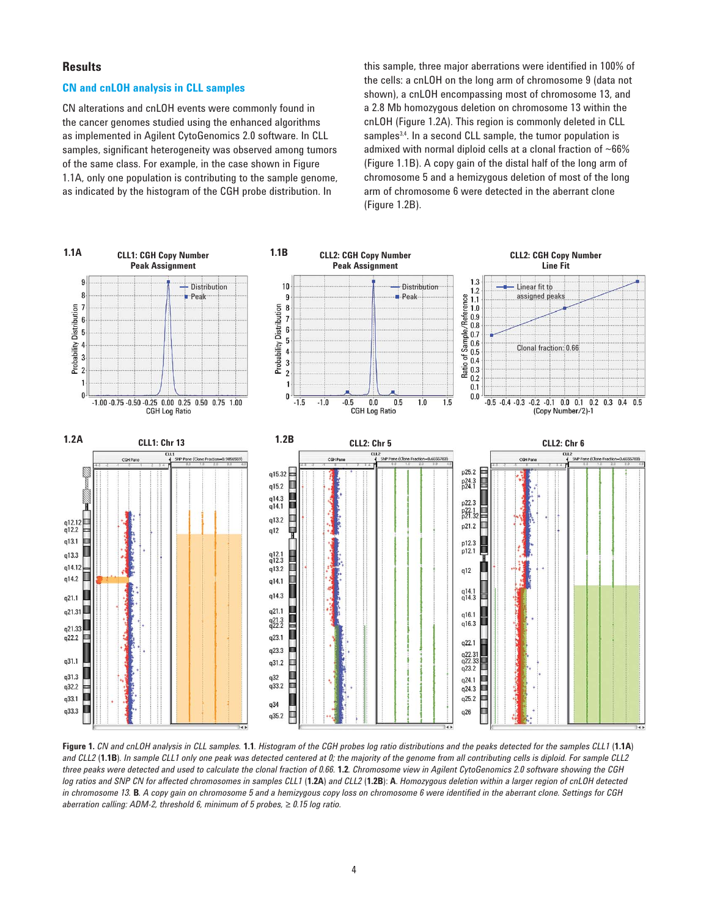## Results

### CN and cnLOH analysis in CLL samples

CN alterations and cnLOH events were commonly found in the cancer genomes studied using the enhanced algorithms as implemented in Agilent CytoGenomics 2.0 software. In CLL samples, significant heterogeneity was observed among tumors of the same class. For example, in the case shown in Figure 1.1A, only one population is contributing to the sample genome, as indicated by the histogram of the CGH probe distribution. In this sample, three major aberrations were identified in 100% of the cells: a cnLOH on the long arm of chromosome 9 (data not shown), a cnLOH encompassing most of chromosome 13, and a 2.8 Mb homozygous deletion on chromosome 13 within the cnLOH (Figure 1.2A). This region is commonly deleted in CLL samples[3,4]. In a second CLL sample, the tumor population is admixed with normal diploid cells at a clonal fraction of ~66% (Figure 1.1B). A copy gain of the distal half of the long arm of chromosome 5 and a hemizygous deletion of most of the long arm of chromosome 6 were detected in the aberrant clone (Figure 1.2B).

**Figure 1.** *CN and cnLOH analysis in CLL samples.* **1.1**. *Histogram of the CGH probes log ratio distributions and the peaks detected for the samples CLL1* (**1.1A**) *and CLL2* (**1.1B**). *In sample CLL1 only one peak was detected centered at 0; the majority of the genome from all contributing cells is diploid. For sample CLL2 three peaks were detected and used to calculate the clonal fraction of 0.66.* **1.2**. *Chromosome view in Agilent CytoGenomics 2.0 software showing the CGH log ratios and SNP CN for affected chromosomes in samples CLL1* (**1.2A**) *and CLL2* (**1.2B**): **A**. *Homozygous deletion within a larger region of cnLOH detected in chromosome 13.* **B**. *A copy gain on chromosome 5 and a hemizygous copy loss on chromosome 6 were identified in the aberrant clone. Settings for CGH aberration calling: ADM-2, threshold 6, minimum of 5 probes, ≥ 0.15 log ratio.*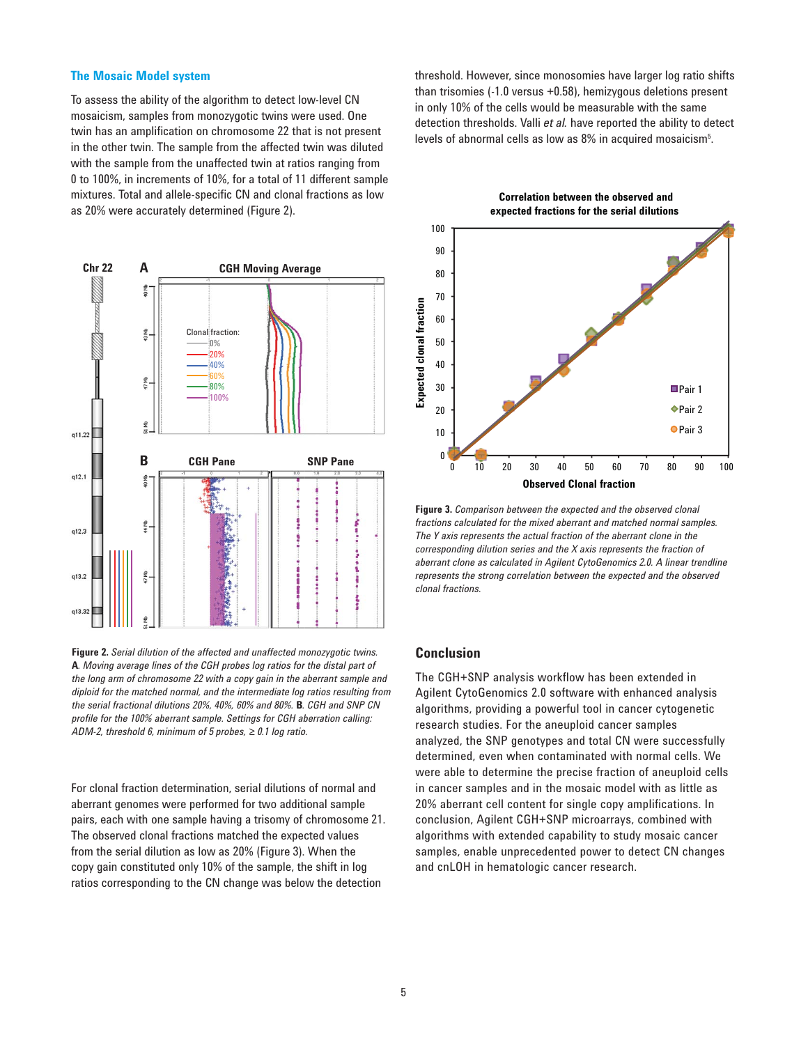### The Mosaic Model system

To assess the ability of the algorithm to detect low-level CN mosaicism, samples from monozygotic twins were used. One twin has an amplification on chromosome 22 that is not present in the other twin. The sample from the affected twin was diluted with the sample from the unaffected twin at ratios ranging from 0 to 100%, in increments of 10%, for a total of 11 different sample mixtures. Total and allele-specific CN and clonal fractions as low as 20% were accurately determined (Figure 2).

**Figure 2.** *Serial dilution of the affected and unaffected monozygotic twins.* **A**. *Moving average lines of the CGH probes log ratios for the distal part of the long arm of chromosome 22 with a copy gain in the aberrant sample and diploid for the matched normal, and the intermediate log ratios resulting from the serial fractional dilutions 20%, 40%, 60% and 80%.* **B**. *CGH and SNP CN profile for the 100% aberrant sample. Settings for CGH aberration calling: ADM-2, threshold 6, minimum of 5 probes, ≥ 0.1 log ratio.*

For clonal fraction determination, serial dilutions of normal and aberrant genomes were performed for two additional sample pairs, each with one sample having a trisomy of chromosome 21. The observed clonal fractions matched the expected values from the serial dilution as low as 20% (Figure 3). When the copy gain constituted only 10% of the sample, the shift in log ratios corresponding to the CN change was below the detection threshold. However, since monosomies have larger log ratio shifts than trisomies (-1.0 versus +0.58), hemizygous deletions present in only 10% of the cells would be measurable with the same detection thresholds. Valli *et al.* have reported the ability to detect levels of abnormal cells as low as 8% in acquired mosaicism[5].

**Figure 3.** *Comparison between the expected and the observed clonal fractions calculated for the mixed aberrant and matched normal samples. The Y axis represents the actual fraction of the aberrant clone in the corresponding dilution series and the X axis represents the fraction of aberrant clone as calculated in Agilent CytoGenomics 2.0. A linear trendline represents the strong correlation between the expected and the observed clonal fractions.*

## Conclusion

The CGH+SNP analysis workflow has been extended in Agilent CytoGenomics 2.0 software with enhanced analysis algorithms, providing a powerful tool in cancer cytogenetic research studies. For the aneuploid cancer samples analyzed, the SNP genotypes and total CN were successfully determined, even when contaminated with normal cells. We were able to determine the precise fraction of aneuploid cells in cancer samples and in the mosaic model with as little as 20% aberrant cell content for single copy amplifications. In conclusion, Agilent CGH+SNP microarrays, combined with algorithms with extended capability to study mosaic cancer samples, enable unprecedented power to detect CN changes and cnLOH in hematologic cancer research.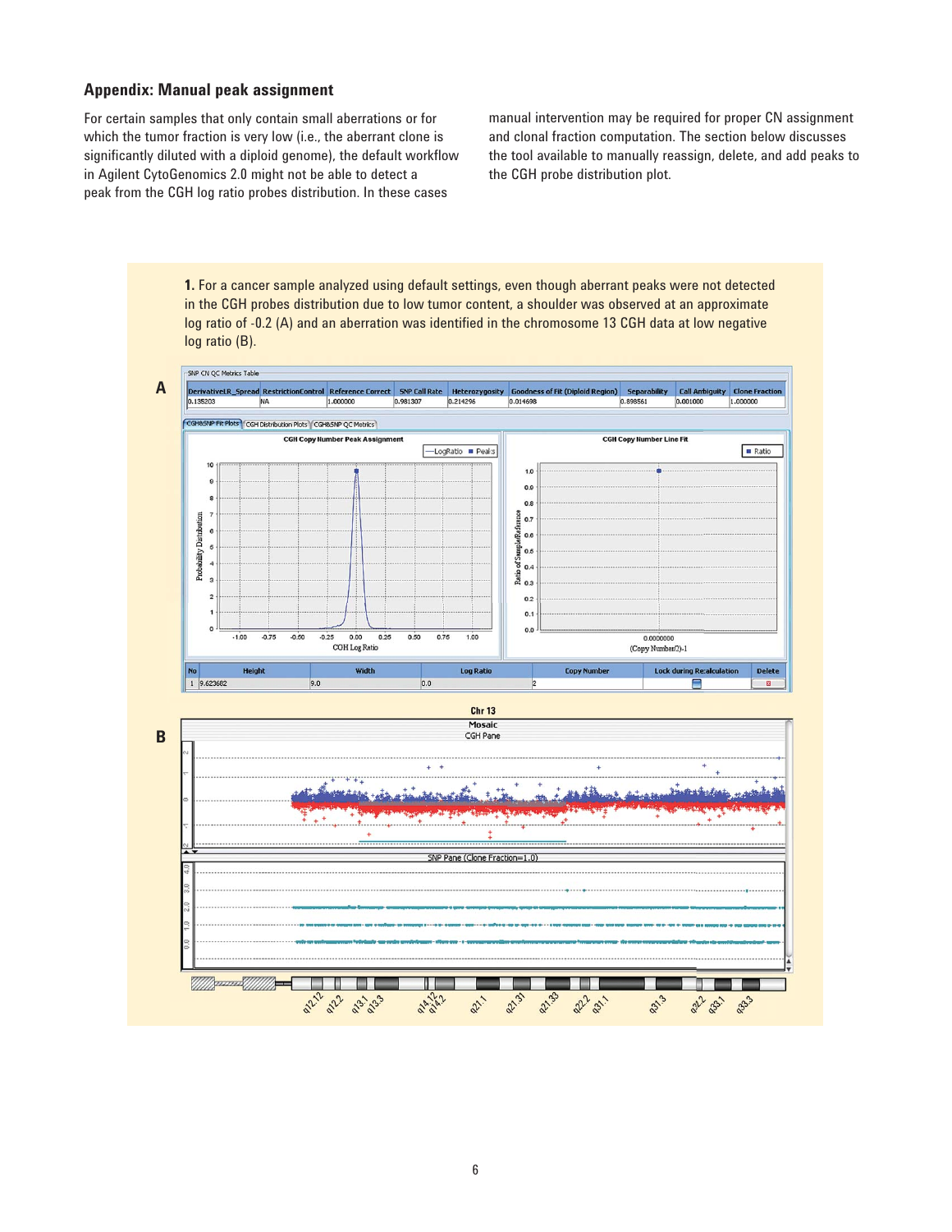## Appendix: Manual peak assignment

For certain samples that only contain small aberrations or for which the tumor fraction is very low (i.e., the aberrant clone is significantly diluted with a diploid genome), the default workflow in Agilent CytoGenomics 2.0 might not be able to detect a peak from the CGH log ratio probes distribution. In these cases manual intervention may be required for proper CN assignment and clonal fraction computation. The section below discusses the tool available to manually reassign, delete, and add peaks to the CGH probe distribution plot.

**1.** For a cancer sample analyzed using default settings, even though aberrant peaks were not detected in the CGH probes distribution due to low tumor content, a shoulder was observed at an approximate log ratio of -0.2 (A) and an aberration was identified in the chromosome 13 CGH data at low negative log ratio (B).

**A**

SNP CN QC Metrics Table

| DerivativeLR_Spread | RestrictionControl | Reference Correct | SNP Call Rate | Heterozygosity | Goodness of Fit (Diploid Region) | Separability | Call Ambiguity | Clone Fraction |
|---|---|---|---|---|---|---|---|---|
| 0.135203 | NA | 1.000000 | 0.981307 | 0.214296 | 0.014698 | 0.898561 | 0.001000 | 1.000000 |

| No | Height | Width | Log Ratio | Copy Number | Lock during Recalculation | Delete |
|---|---|---|---|---|---|---|
| 1 | 9.623682 | 9.0 | 0.0 | 2 | | |

**B**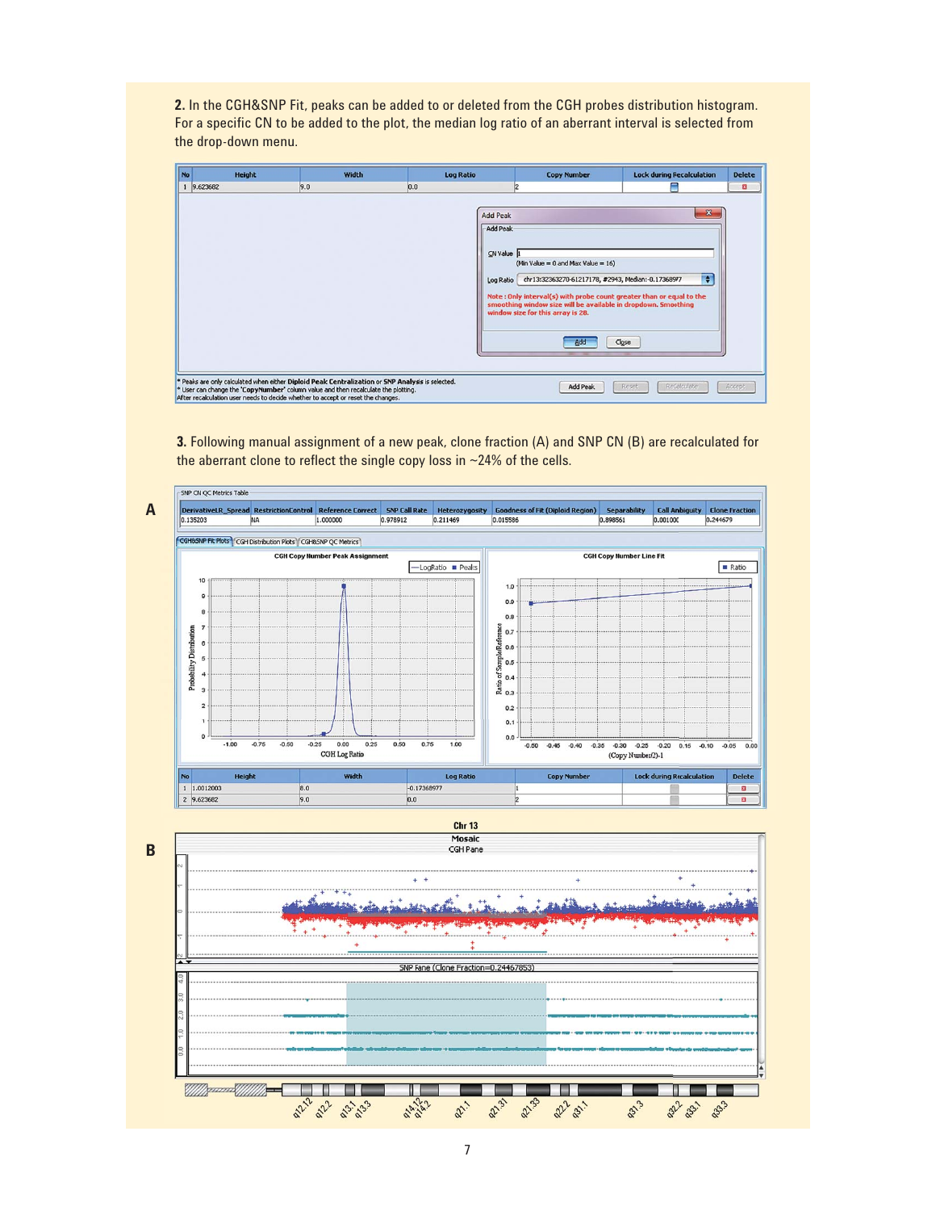**2.** In the CGH&SNP Fit, peaks can be added to or deleted from the CGH probes distribution histogram. For a specific CN to be added to the plot, the median log ratio of an aberrant interval is selected from the drop-down menu.

| No | Height | Width | Log Ratio | Copy Number | Lock during Recalculation | Delete |
|---|---|---|---|---|---|---|
| 1 | 9.623682 | 9.0 | 0.0 | 2 | | |

Add Peak

CN Value 1
(Min Value = 0 and Max Value = 16)

Log Ratio chr13:32363270-61217178, #2943, Median:-0.17368977

Note : Only interval(s) with probe count greater than or equal to the smoothing window size will be available in dropdown. Smoothing window size for this array is 28.

Add Close

* Peaks are only calculated when either **Diploid Peak Centralization** or **SNP Analysis** is selected.
* User can change the '**CopyNumber**' column value and then recalculate the plotting.
After recalculation user needs to decide whether to accept or reset the changes.

Add Peak Reset Recalculate Accept

**3.** Following manual assignment of a new peak, clone fraction (A) and SNP CN (B) are recalculated for the aberrant clone to reflect the single copy loss in ~24% of the cells.

**A**

SNP CN QC Metrics Table

| DerivativeLR_Spread | RestrictionControl | Reference Correct | SNP Call Rate | Heterozygosity | Goodness of Fit (Diploid Region) | Separability | Call Ambiguity | Clone Fraction |
|---|---|---|---|---|---|---|---|---|
| 0.135203 | NA | 1.000000 | 0.978912 | 0.211469 | 0.015586 | 0.898561 | 0.001000 | 0.244679 |

CGH&SNP Fit Plots | CGH Distribution Plots | CGH&SNP QC Metrics

| No | Height | Width | Log Ratio | Copy Number | Lock during Recalculation | Delete |
|---|---|---|---|---|---|---|
| 1 | 1.0012003 | 8.0 | -0.17368977 | 1 | | |
| 2 | 9.623682 | 9.0 | 0.0 | 2 | | |

**B**

Chr 13
Mosaic
CGH Pane

SNP Pane (Clone Fraction=0.24467853)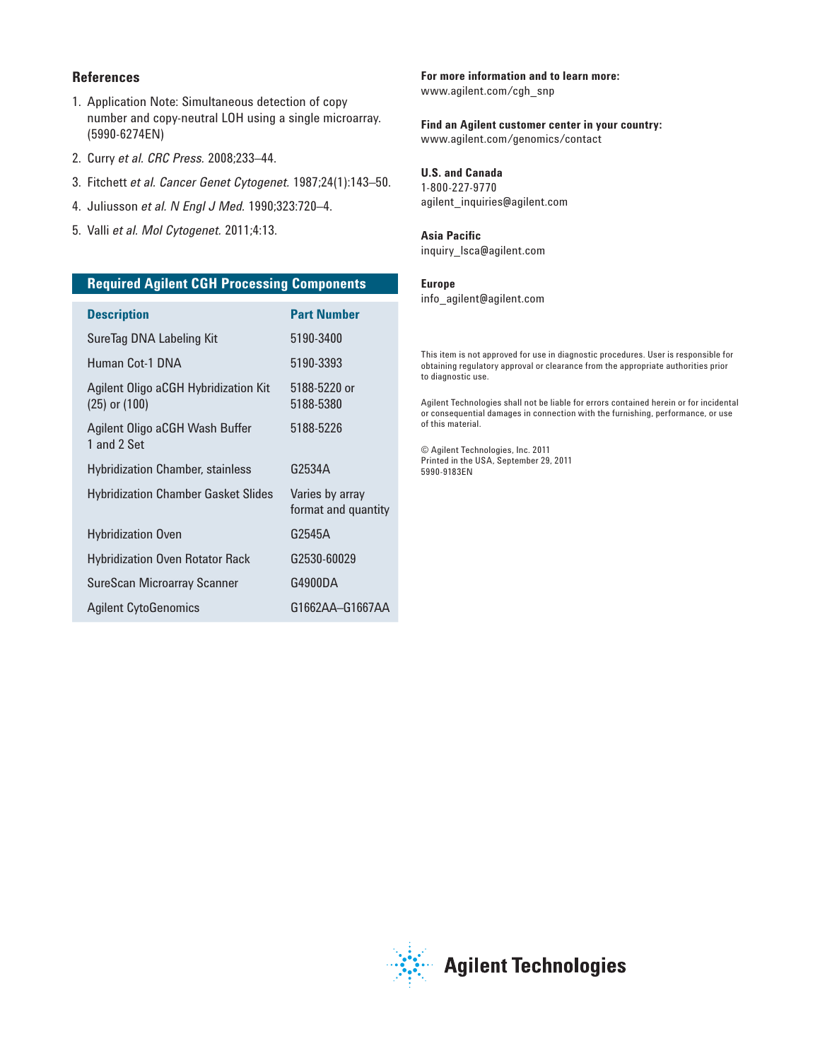## References

1. Application Note: Simultaneous detection of copy number and copy-neutral LOH using a single microarray. (5990-6274EN)
2. Curry *et al. CRC Press.* 2008;233–44.
3. Fitchett *et al. Cancer Genet Cytogenet.* 1987;24(1):143–50.
4. Juliusson *et al. N Engl J Med.* 1990;323:720–4.
5. Valli *et al. Mol Cytogenet.* 2011;4:13.

### Required Agilent CGH Processing Components

| Description | Part Number |
|---|---|
| SureTag DNA Labeling Kit | 5190-3400 |
| Human Cot-1 DNA | 5190-3393 |
| Agilent Oligo aCGH Hybridization Kit (25) or (100) | 5188-5220 or 5188-5380 |
| Agilent Oligo aCGH Wash Buffer 1 and 2 Set | 5188-5226 |
| Hybridization Chamber, stainless | G2534A |
| Hybridization Chamber Gasket Slides | Varies by array format and quantity |
| Hybridization Oven | G2545A |
| Hybridization Oven Rotator Rack | G2530-60029 |
| SureScan Microarray Scanner | G4900DA |
| Agilent CytoGenomics | G1662AA–G1667AA |

**For more information and to learn more:**
www.agilent.com/cgh_snp

**Find an Agilent customer center in your country:**
www.agilent.com/genomics/contact

**U.S. and Canada**
1-800-227-9770
agilent_inquiries@agilent.com

**Asia Pacific**
inquiry_lsca@agilent.com

**Europe**
info_agilent@agilent.com

This item is not approved for use in diagnostic procedures. User is responsible for obtaining regulatory approval or clearance from the appropriate authorities prior to diagnostic use.

Agilent Technologies shall not be liable for errors contained herein or for incidental or consequential damages in connection with the furnishing, performance, or use of this material.

© Agilent Technologies, Inc. 2011
Printed in the USA, September 29, 2011
5990-9183EN

Agilent Technologies